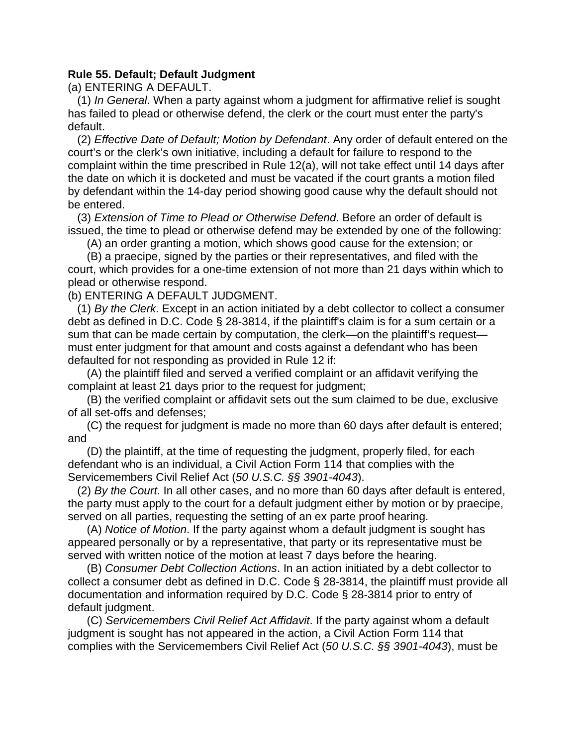**Rule 55. Default; Default Judgment**

(a) ENTERING A DEFAULT.

(1) *In General*. When a party against whom a judgment for affirmative relief is sought has failed to plead or otherwise defend, the clerk or the court must enter the party's default.

(2) *Effective Date of Default; Motion by Defendant*. Any order of default entered on the court's or the clerk's own initiative, including a default for failure to respond to the complaint within the time prescribed in Rule 12(a), will not take effect until 14 days after the date on which it is docketed and must be vacated if the court grants a motion filed by defendant within the 14-day period showing good cause why the default should not be entered.

(3) *Extension of Time to Plead or Otherwise Defend*. Before an order of default is issued, the time to plead or otherwise defend may be extended by one of the following:

(A) an order granting a motion, which shows good cause for the extension; or

(B) a praecipe, signed by the parties or their representatives, and filed with the court, which provides for a one-time extension of not more than 21 days within which to plead or otherwise respond.

(b) ENTERING A DEFAULT JUDGMENT.

(1) *By the Clerk*. Except in an action initiated by a debt collector to collect a consumer debt as defined in D.C. Code § 28-3814, if the plaintiff's claim is for a sum certain or a sum that can be made certain by computation, the clerk—on the plaintiff's request—must enter judgment for that amount and costs against a defendant who has been defaulted for not responding as provided in Rule 12 if:

(A) the plaintiff filed and served a verified complaint or an affidavit verifying the complaint at least 21 days prior to the request for judgment;

(B) the verified complaint or affidavit sets out the sum claimed to be due, exclusive of all set-offs and defenses;

(C) the request for judgment is made no more than 60 days after default is entered; and

(D) the plaintiff, at the time of requesting the judgment, properly filed, for each defendant who is an individual, a Civil Action Form 114 that complies with the Servicemembers Civil Relief Act (*50 U.S.C. §§ 3901-4043*).

(2) *By the Court*. In all other cases, and no more than 60 days after default is entered, the party must apply to the court for a default judgment either by motion or by praecipe, served on all parties, requesting the setting of an ex parte proof hearing.

(A) *Notice of Motion*. If the party against whom a default judgment is sought has appeared personally or by a representative, that party or its representative must be served with written notice of the motion at least 7 days before the hearing.

(B) *Consumer Debt Collection Actions*. In an action initiated by a debt collector to collect a consumer debt as defined in D.C. Code § 28-3814, the plaintiff must provide all documentation and information required by D.C. Code § 28-3814 prior to entry of default judgment.

(C) *Servicemembers Civil Relief Act Affidavit*. If the party against whom a default judgment is sought has not appeared in the action, a Civil Action Form 114 that complies with the Servicemembers Civil Relief Act (*50 U.S.C. §§ 3901-4043*), must be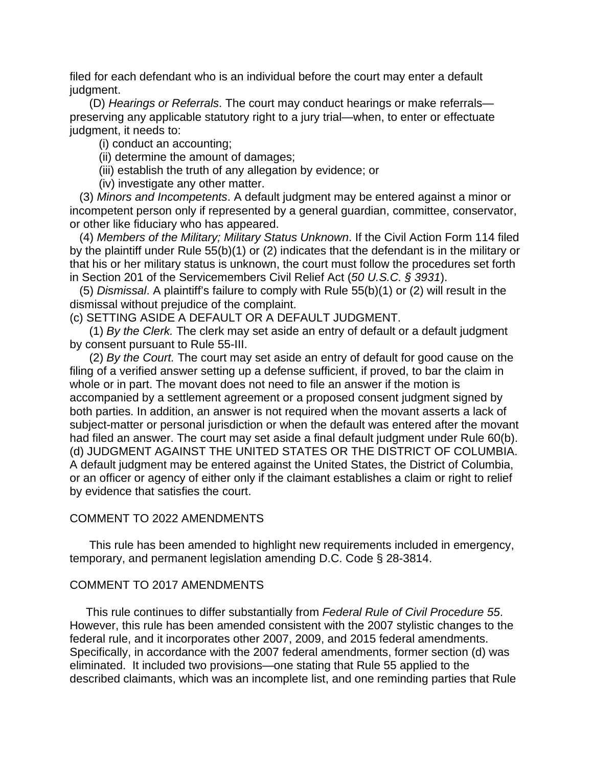filed for each defendant who is an individual before the court may enter a default judgment.

(D) *Hearings or Referrals*. The court may conduct hearings or make referrals—preserving any applicable statutory right to a jury trial—when, to enter or effectuate judgment, it needs to:

(i) conduct an accounting;

(ii) determine the amount of damages;

(iii) establish the truth of any allegation by evidence; or

(iv) investigate any other matter.

(3) *Minors and Incompetents*. A default judgment may be entered against a minor or incompetent person only if represented by a general guardian, committee, conservator, or other like fiduciary who has appeared.

(4) *Members of the Military; Military Status Unknown*. If the Civil Action Form 114 filed by the plaintiff under Rule 55(b)(1) or (2) indicates that the defendant is in the military or that his or her military status is unknown, the court must follow the procedures set forth in Section 201 of the Servicemembers Civil Relief Act (*50 U.S.C. § 3931*).

(5) *Dismissal*. A plaintiff's failure to comply with Rule 55(b)(1) or (2) will result in the dismissal without prejudice of the complaint.

(c) SETTING ASIDE A DEFAULT OR A DEFAULT JUDGMENT.

(1) *By the Clerk.* The clerk may set aside an entry of default or a default judgment by consent pursuant to Rule 55-III.

(2) *By the Court.* The court may set aside an entry of default for good cause on the filing of a verified answer setting up a defense sufficient, if proved, to bar the claim in whole or in part. The movant does not need to file an answer if the motion is accompanied by a settlement agreement or a proposed consent judgment signed by both parties. In addition, an answer is not required when the movant asserts a lack of subject-matter or personal jurisdiction or when the default was entered after the movant had filed an answer. The court may set aside a final default judgment under Rule 60(b).

(d) JUDGMENT AGAINST THE UNITED STATES OR THE DISTRICT OF COLUMBIA. A default judgment may be entered against the United States, the District of Columbia, or an officer or agency of either only if the claimant establishes a claim or right to relief by evidence that satisfies the court.

COMMENT TO 2022 AMENDMENTS

This rule has been amended to highlight new requirements included in emergency, temporary, and permanent legislation amending D.C. Code § 28-3814.

COMMENT TO 2017 AMENDMENTS

This rule continues to differ substantially from *Federal Rule of Civil Procedure 55*. However, this rule has been amended consistent with the 2007 stylistic changes to the federal rule, and it incorporates other 2007, 2009, and 2015 federal amendments. Specifically, in accordance with the 2007 federal amendments, former section (d) was eliminated. It included two provisions—one stating that Rule 55 applied to the described claimants, which was an incomplete list, and one reminding parties that Rule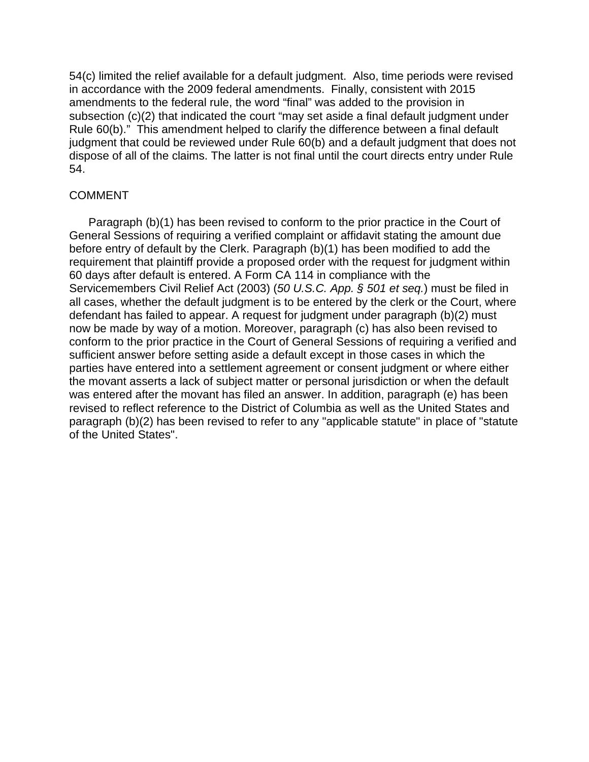54(c) limited the relief available for a default judgment. Also, time periods were revised in accordance with the 2009 federal amendments. Finally, consistent with 2015 amendments to the federal rule, the word “final” was added to the provision in subsection (c)(2) that indicated the court “may set aside a final default judgment under Rule 60(b).” This amendment helped to clarify the difference between a final default judgment that could be reviewed under Rule 60(b) and a default judgment that does not dispose of all of the claims. The latter is not final until the court directs entry under Rule 54.

COMMENT

Paragraph (b)(1) has been revised to conform to the prior practice in the Court of General Sessions of requiring a verified complaint or affidavit stating the amount due before entry of default by the Clerk. Paragraph (b)(1) has been modified to add the requirement that plaintiff provide a proposed order with the request for judgment within 60 days after default is entered. A Form CA 114 in compliance with the Servicemembers Civil Relief Act (2003) (*50 U.S.C. App. § 501 et seq.*) must be filed in all cases, whether the default judgment is to be entered by the clerk or the Court, where defendant has failed to appear. A request for judgment under paragraph (b)(2) must now be made by way of a motion. Moreover, paragraph (c) has also been revised to conform to the prior practice in the Court of General Sessions of requiring a verified and sufficient answer before setting aside a default except in those cases in which the parties have entered into a settlement agreement or consent judgment or where either the movant asserts a lack of subject matter or personal jurisdiction or when the default was entered after the movant has filed an answer. In addition, paragraph (e) has been revised to reflect reference to the District of Columbia as well as the United States and paragraph (b)(2) has been revised to refer to any "applicable statute" in place of "statute of the United States".